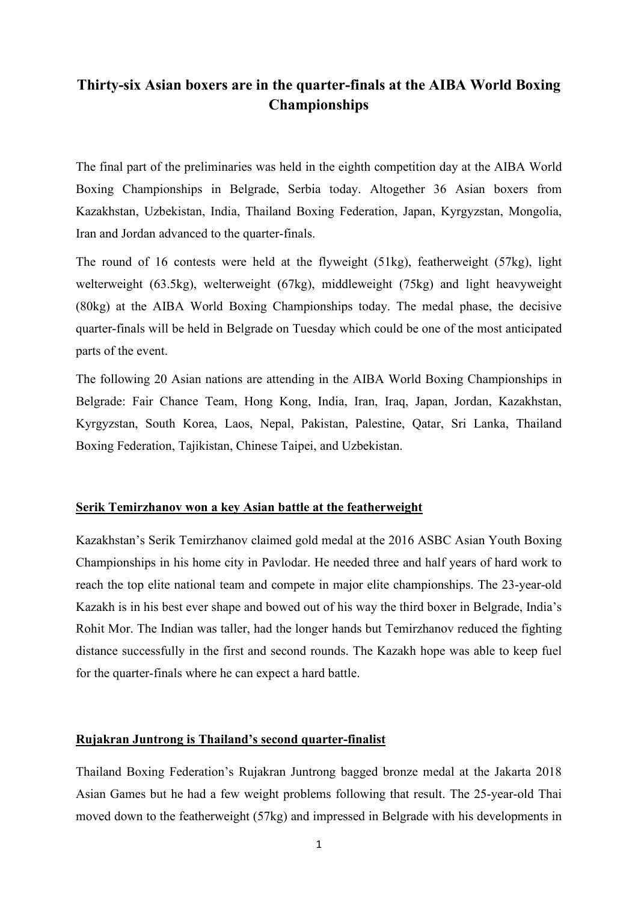# Thirty-six Asian boxers are in the quarter-finals at the AIBA World Boxing Championships

The final part of the preliminaries was held in the eighth competition day at the AIBA World Boxing Championships in Belgrade, Serbia today. Altogether 36 Asian boxers from Kazakhstan, Uzbekistan, India, Thailand Boxing Federation, Japan, Kyrgyzstan, Mongolia, Iran and Jordan advanced to the quarter-finals.

The round of 16 contests were held at the flyweight (51kg), featherweight (57kg), light welterweight (63.5kg), welterweight (67kg), middleweight (75kg) and light heavyweight (80kg) at the AIBA World Boxing Championships today. The medal phase, the decisive quarter-finals will be held in Belgrade on Tuesday which could be one of the most anticipated parts of the event.

The following 20 Asian nations are attending in the AIBA World Boxing Championships in Belgrade: Fair Chance Team, Hong Kong, India, Iran, Iraq, Japan, Jordan, Kazakhstan, Kyrgyzstan, South Korea, Laos, Nepal, Pakistan, Palestine, Qatar, Sri Lanka, Thailand Boxing Federation, Tajikistan, Chinese Taipei, and Uzbekistan.

## Serik Temirzhanov won a key Asian battle at the featherweight

Kazakhstan's Serik Temirzhanov claimed gold medal at the 2016 ASBC Asian Youth Boxing Championships in his home city in Pavlodar. He needed three and half years of hard work to reach the top elite national team and compete in major elite championships. The 23-year-old Kazakh is in his best ever shape and bowed out of his way the third boxer in Belgrade, India's Rohit Mor. The Indian was taller, had the longer hands but Temirzhanov reduced the fighting distance successfully in the first and second rounds. The Kazakh hope was able to keep fuel for the quarter-finals where he can expect a hard battle.

## Rujakran Juntrong is Thailand's second quarter-finalist

Thailand Boxing Federation's Rujakran Juntrong bagged bronze medal at the Jakarta 2018 Asian Games but he had a few weight problems following that result. The 25-year-old Thai moved down to the featherweight (57kg) and impressed in Belgrade with his developments in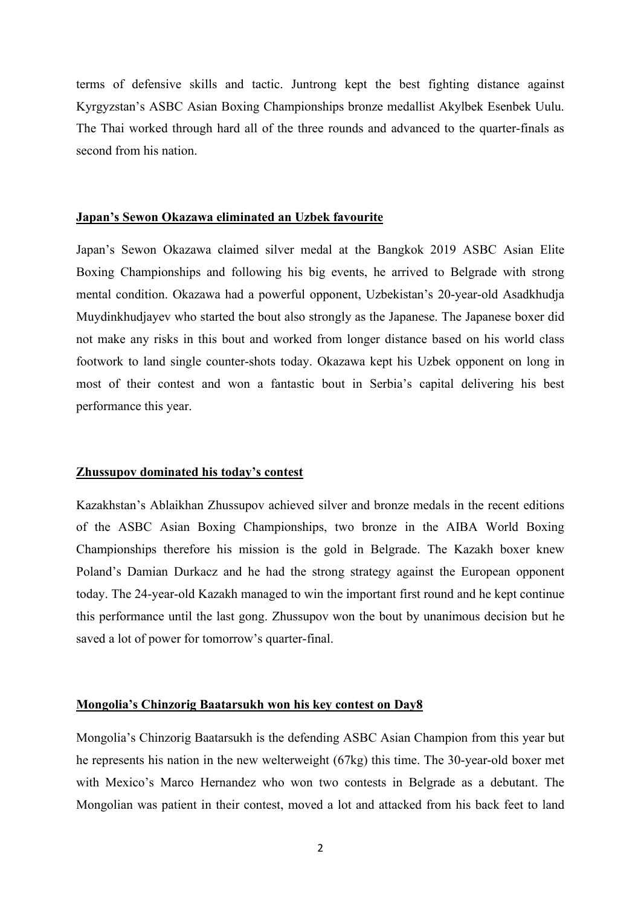terms of defensive skills and tactic. Juntrong kept the best fighting distance against Kyrgyzstan's ASBC Asian Boxing Championships bronze medallist Akylbek Esenbek Uulu. The Thai worked through hard all of the three rounds and advanced to the quarter-finals as second from his nation.

**Japan's Sewon Okazawa eliminated an Uzbek favourite**

Japan's Sewon Okazawa claimed silver medal at the Bangkok 2019 ASBC Asian Elite Boxing Championships and following his big events, he arrived to Belgrade with strong mental condition. Okazawa had a powerful opponent, Uzbekistan's 20-year-old Asadkhudja Muydinkhudjayev who started the bout also strongly as the Japanese. The Japanese boxer did not make any risks in this bout and worked from longer distance based on his world class footwork to land single counter-shots today. Okazawa kept his Uzbek opponent on long in most of their contest and won a fantastic bout in Serbia's capital delivering his best performance this year.

**Zhussupov dominated his today's contest**

Kazakhstan's Ablaikhan Zhussupov achieved silver and bronze medals in the recent editions of the ASBC Asian Boxing Championships, two bronze in the AIBA World Boxing Championships therefore his mission is the gold in Belgrade. The Kazakh boxer knew Poland's Damian Durkacz and he had the strong strategy against the European opponent today. The 24-year-old Kazakh managed to win the important first round and he kept continue this performance until the last gong. Zhussupov won the bout by unanimous decision but he saved a lot of power for tomorrow's quarter-final.

**Mongolia's Chinzorig Baatarsukh won his key contest on Day8**

Mongolia's Chinzorig Baatarsukh is the defending ASBC Asian Champion from this year but he represents his nation in the new welterweight (67kg) this time. The 30-year-old boxer met with Mexico's Marco Hernandez who won two contests in Belgrade as a debutant. The Mongolian was patient in their contest, moved a lot and attacked from his back feet to land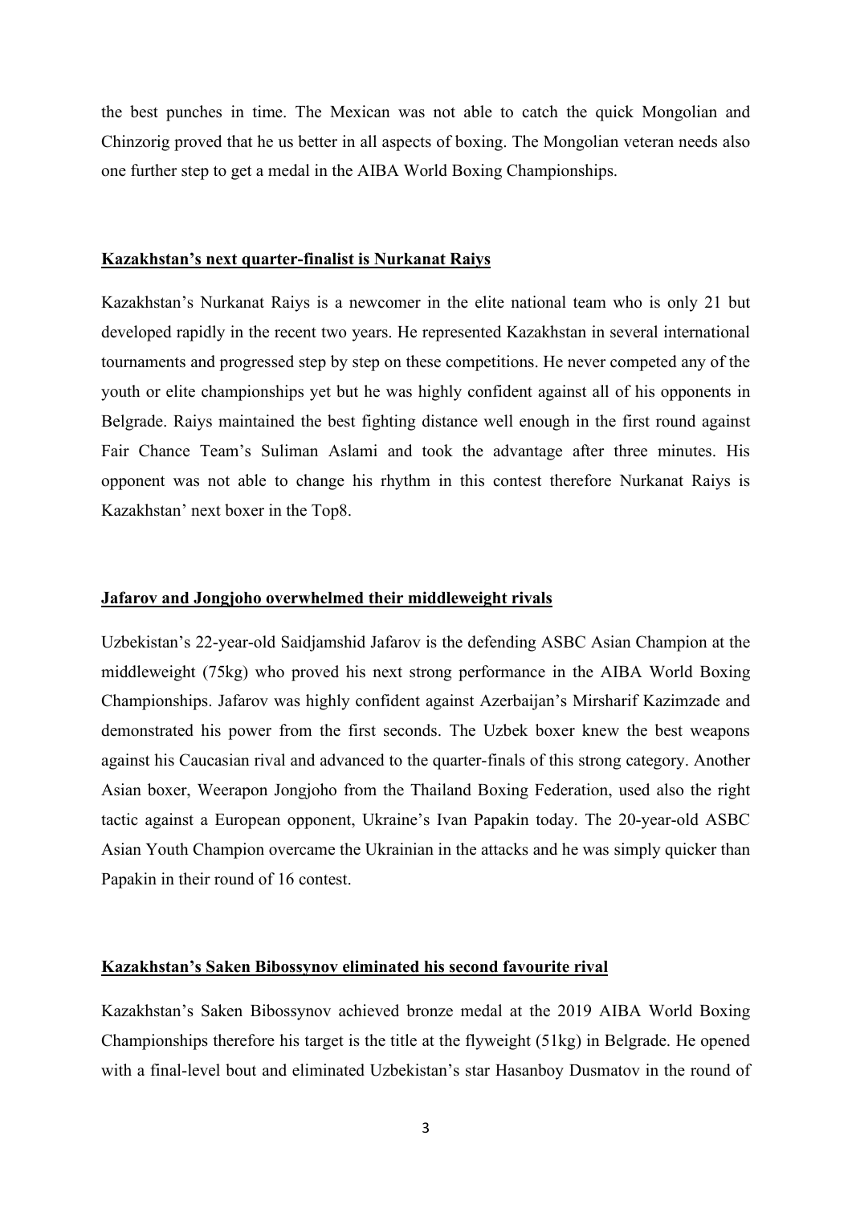the best punches in time. The Mexican was not able to catch the quick Mongolian and Chinzorig proved that he us better in all aspects of boxing. The Mongolian veteran needs also one further step to get a medal in the AIBA World Boxing Championships.

**Kazakhstan's next quarter-finalist is Nurkanat Raiys**

Kazakhstan's Nurkanat Raiys is a newcomer in the elite national team who is only 21 but developed rapidly in the recent two years. He represented Kazakhstan in several international tournaments and progressed step by step on these competitions. He never competed any of the youth or elite championships yet but he was highly confident against all of his opponents in Belgrade. Raiys maintained the best fighting distance well enough in the first round against Fair Chance Team's Suliman Aslami and took the advantage after three minutes. His opponent was not able to change his rhythm in this contest therefore Nurkanat Raiys is Kazakhstan' next boxer in the Top8.

**Jafarov and Jongjoho overwhelmed their middleweight rivals**

Uzbekistan's 22-year-old Saidjamshid Jafarov is the defending ASBC Asian Champion at the middleweight (75kg) who proved his next strong performance in the AIBA World Boxing Championships. Jafarov was highly confident against Azerbaijan's Mirsharif Kazimzade and demonstrated his power from the first seconds. The Uzbek boxer knew the best weapons against his Caucasian rival and advanced to the quarter-finals of this strong category. Another Asian boxer, Weerapon Jongjoho from the Thailand Boxing Federation, used also the right tactic against a European opponent, Ukraine's Ivan Papakin today. The 20-year-old ASBC Asian Youth Champion overcame the Ukrainian in the attacks and he was simply quicker than Papakin in their round of 16 contest.

**Kazakhstan's Saken Bibossynov eliminated his second favourite rival**

Kazakhstan's Saken Bibossynov achieved bronze medal at the 2019 AIBA World Boxing Championships therefore his target is the title at the flyweight (51kg) in Belgrade. He opened with a final-level bout and eliminated Uzbekistan's star Hasanboy Dusmatov in the round of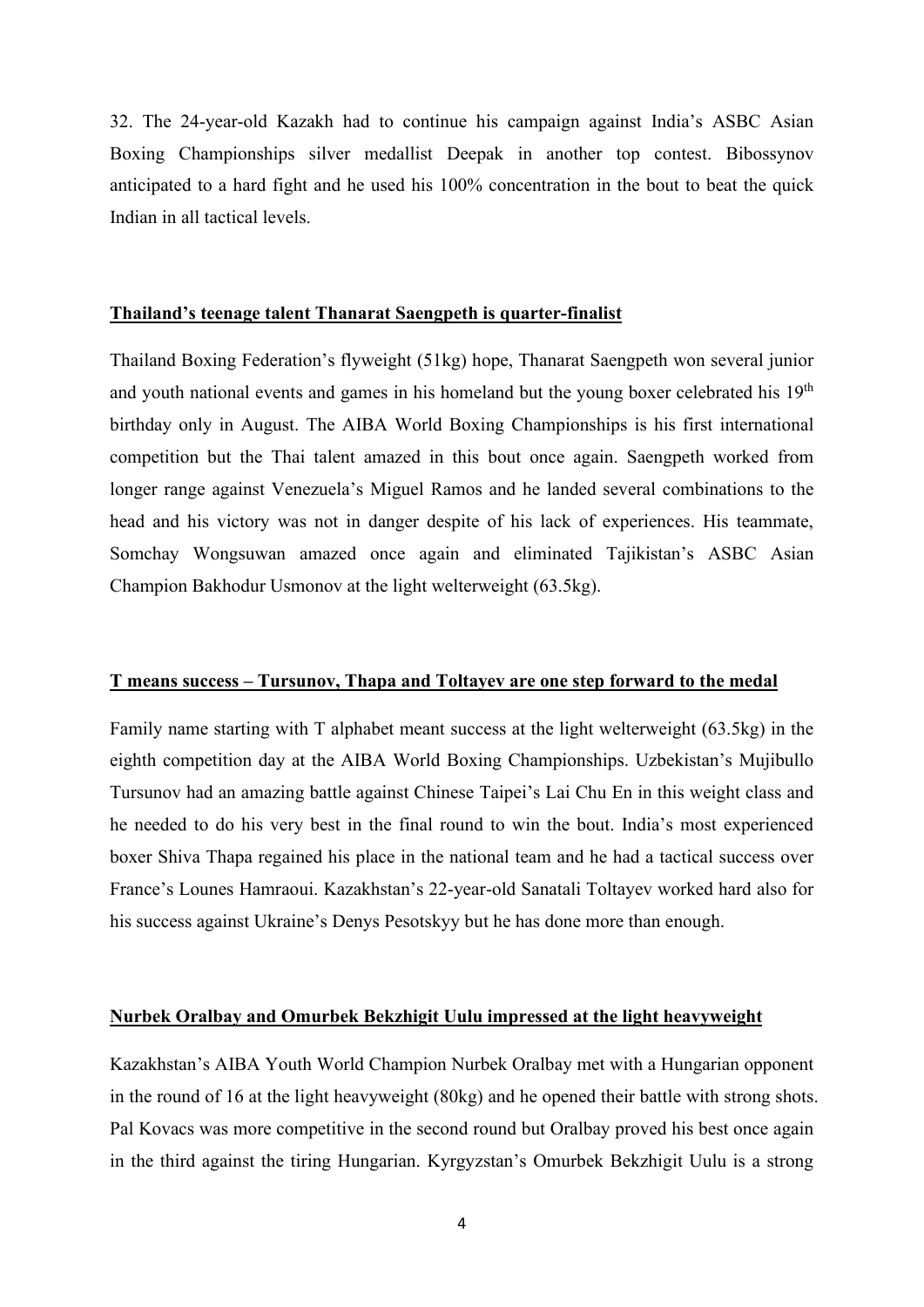32. The 24-year-old Kazakh had to continue his campaign against India's ASBC Asian Boxing Championships silver medallist Deepak in another top contest. Bibossynov anticipated to a hard fight and he used his 100% concentration in the bout to beat the quick Indian in all tactical levels.

**Thailand's teenage talent Thanarat Saengpeth is quarter-finalist**

Thailand Boxing Federation's flyweight (51kg) hope, Thanarat Saengpeth won several junior and youth national events and games in his homeland but the young boxer celebrated his 19th birthday only in August. The AIBA World Boxing Championships is his first international competition but the Thai talent amazed in this bout once again. Saengpeth worked from longer range against Venezuela's Miguel Ramos and he landed several combinations to the head and his victory was not in danger despite of his lack of experiences. His teammate, Somchay Wongsuwan amazed once again and eliminated Tajikistan's ASBC Asian Champion Bakhodur Usmonov at the light welterweight (63.5kg).

**T means success – Tursunov, Thapa and Toltayev are one step forward to the medal**

Family name starting with T alphabet meant success at the light welterweight (63.5kg) in the eighth competition day at the AIBA World Boxing Championships. Uzbekistan's Mujibullo Tursunov had an amazing battle against Chinese Taipei's Lai Chu En in this weight class and he needed to do his very best in the final round to win the bout. India's most experienced boxer Shiva Thapa regained his place in the national team and he had a tactical success over France's Lounes Hamraoui. Kazakhstan's 22-year-old Sanatali Toltayev worked hard also for his success against Ukraine's Denys Pesotskyy but he has done more than enough.

**Nurbek Oralbay and Omurbek Bekzhigit Uulu impressed at the light heavyweight**

Kazakhstan's AIBA Youth World Champion Nurbek Oralbay met with a Hungarian opponent in the round of 16 at the light heavyweight (80kg) and he opened their battle with strong shots. Pal Kovacs was more competitive in the second round but Oralbay proved his best once again in the third against the tiring Hungarian. Kyrgyzstan's Omurbek Bekzhigit Uulu is a strong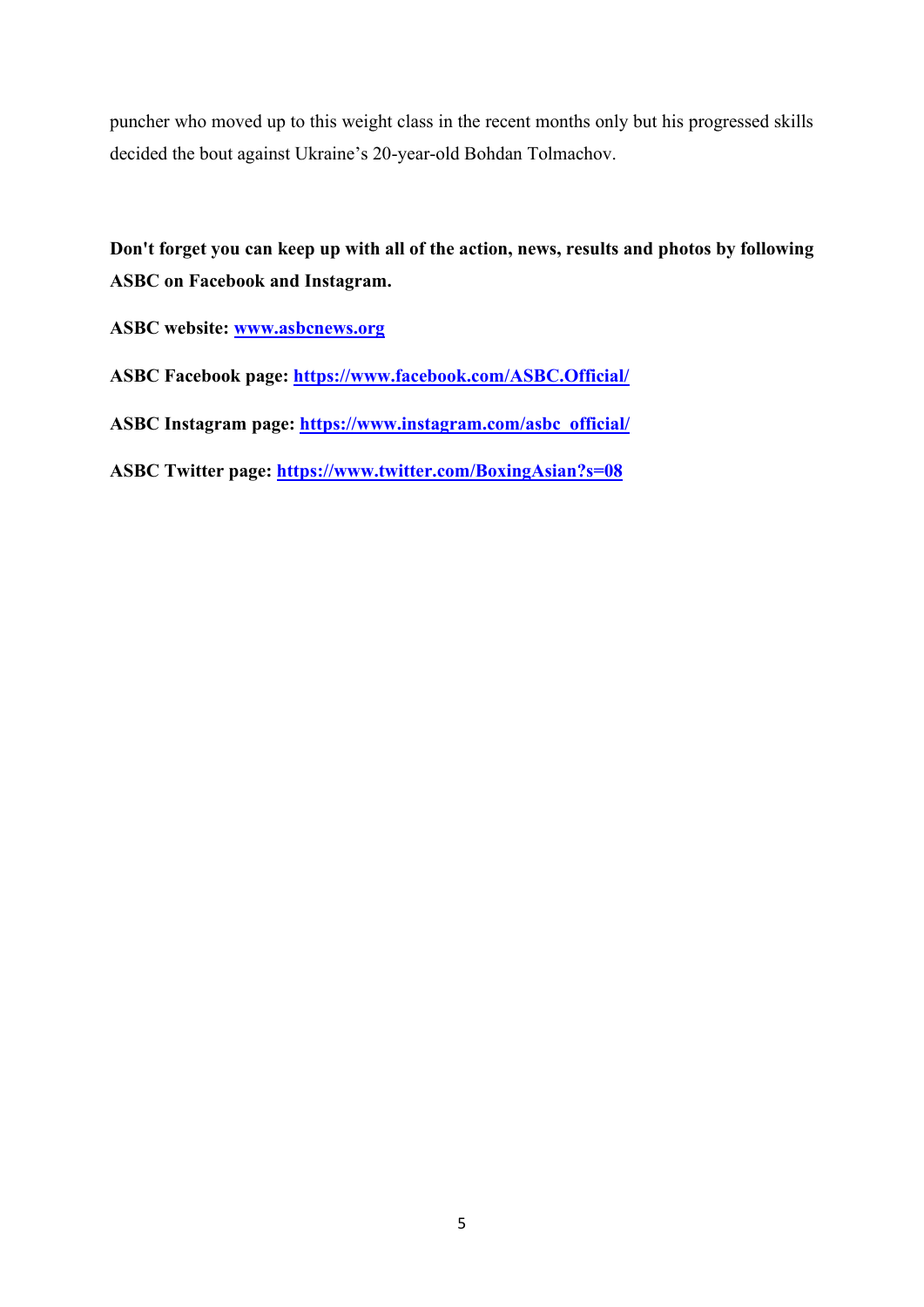puncher who moved up to this weight class in the recent months only but his progressed skills decided the bout against Ukraine's 20-year-old Bohdan Tolmachov.

**Don't forget you can keep up with all of the action, news, results and photos by following ASBC on Facebook and Instagram.**

**ASBC website: [www.asbcnews.org](http://www.asbcnews.org)**

**ASBC Facebook page: [https://www.facebook.com/ASBC.Official/](https://www.facebook.com/ASBC.Official/)**

**ASBC Instagram page: [https://www.instagram.com/asbc_official/](https://www.instagram.com/asbc_official/)**

**ASBC Twitter page: [https://www.twitter.com/BoxingAsian?s=08](https://www.twitter.com/BoxingAsian?s=08)**